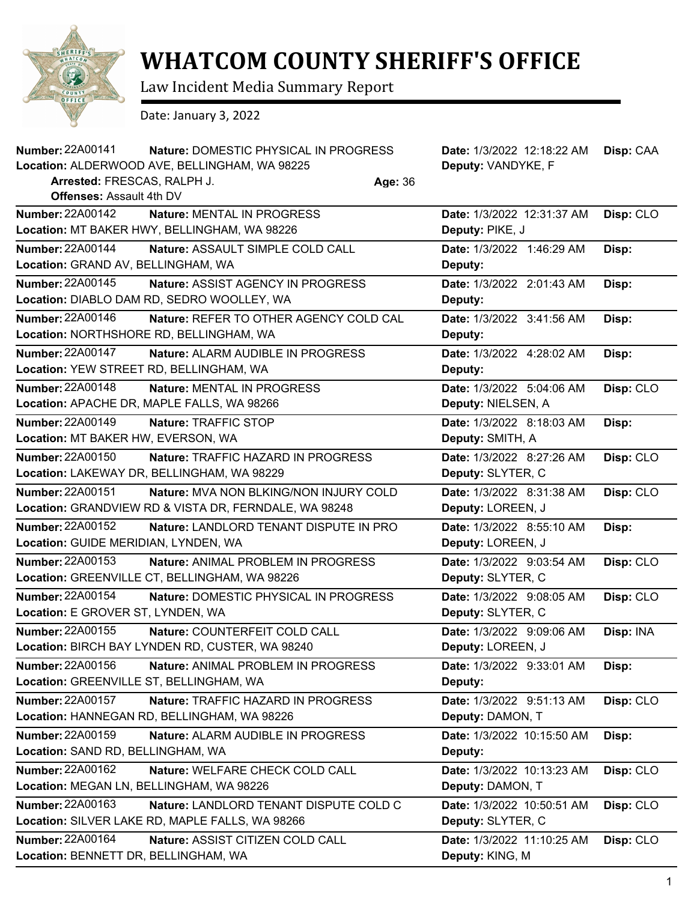# WHATCOM COUNTY SHERIFF'S OFFICE

Law Incident Media Summary Report

Date: January 3, 2022

| Number | Nature | Location | Date | Deputy | Disp |
|---|---|---|---|---|---|
| 22A00141 | DOMESTIC PHYSICAL IN PROGRESS | ALDERWOOD AVE, BELLINGHAM, WA 98225 | 1/3/2022 12:18:22 AM | VANDYKE, F | CAA |
| | **Arrested:** FRESCAS, RALPH J. **Age:** 36 **Offenses:** Assault 4th DV | | | | |
| 22A00142 | MENTAL IN PROGRESS | MT BAKER HWY, BELLINGHAM, WA 98226 | 1/3/2022 12:31:37 AM | PIKE, J | CLO |
| 22A00144 | ASSAULT SIMPLE COLD CALL | GRAND AV, BELLINGHAM, WA | 1/3/2022 1:46:29 AM | | |
| 22A00145 | ASSIST AGENCY IN PROGRESS | DIABLO DAM RD, SEDRO WOOLLEY, WA | 1/3/2022 2:01:43 AM | | |
| 22A00146 | REFER TO OTHER AGENCY COLD CAL | NORTHSHORE RD, BELLINGHAM, WA | 1/3/2022 3:41:56 AM | | |
| 22A00147 | ALARM AUDIBLE IN PROGRESS | YEW STREET RD, BELLINGHAM, WA | 1/3/2022 4:28:02 AM | | |
| 22A00148 | MENTAL IN PROGRESS | APACHE DR, MAPLE FALLS, WA 98266 | 1/3/2022 5:04:06 AM | NIELSEN, A | CLO |
| 22A00149 | TRAFFIC STOP | MT BAKER HW, EVERSON, WA | 1/3/2022 8:18:03 AM | SMITH, A | |
| 22A00150 | TRAFFIC HAZARD IN PROGRESS | LAKEWAY DR, BELLINGHAM, WA 98229 | 1/3/2022 8:27:26 AM | SLYTER, C | CLO |
| 22A00151 | MVA NON BLKING/NON INJURY COLD | GRANDVIEW RD & VISTA DR, FERNDALE, WA 98248 | 1/3/2022 8:31:38 AM | LOREEN, J | CLO |
| 22A00152 | LANDLORD TENANT DISPUTE IN PRO | GUIDE MERIDIAN, LYNDEN, WA | 1/3/2022 8:55:10 AM | LOREEN, J | |
| 22A00153 | ANIMAL PROBLEM IN PROGRESS | GREENVILLE CT, BELLINGHAM, WA 98226 | 1/3/2022 9:03:54 AM | SLYTER, C | CLO |
| 22A00154 | DOMESTIC PHYSICAL IN PROGRESS | E GROVER ST, LYNDEN, WA | 1/3/2022 9:08:05 AM | SLYTER, C | CLO |
| 22A00155 | COUNTERFEIT COLD CALL | BIRCH BAY LYNDEN RD, CUSTER, WA 98240 | 1/3/2022 9:09:06 AM | LOREEN, J | INA |
| 22A00156 | ANIMAL PROBLEM IN PROGRESS | GREENVILLE ST, BELLINGHAM, WA | 1/3/2022 9:33:01 AM | | |
| 22A00157 | TRAFFIC HAZARD IN PROGRESS | HANNEGAN RD, BELLINGHAM, WA 98226 | 1/3/2022 9:51:13 AM | DAMON, T | CLO |
| 22A00159 | ALARM AUDIBLE IN PROGRESS | SAND RD, BELLINGHAM, WA | 1/3/2022 10:15:50 AM | | |
| 22A00162 | WELFARE CHECK COLD CALL | MEGAN LN, BELLINGHAM, WA 98226 | 1/3/2022 10:13:23 AM | DAMON, T | CLO |
| 22A00163 | LANDLORD TENANT DISPUTE COLD C | SILVER LAKE RD, MAPLE FALLS, WA 98266 | 1/3/2022 10:50:51 AM | SLYTER, C | CLO |
| 22A00164 | ASSIST CITIZEN COLD CALL | BENNETT DR, BELLINGHAM, WA | 1/3/2022 11:10:25 AM | KING, M | CLO |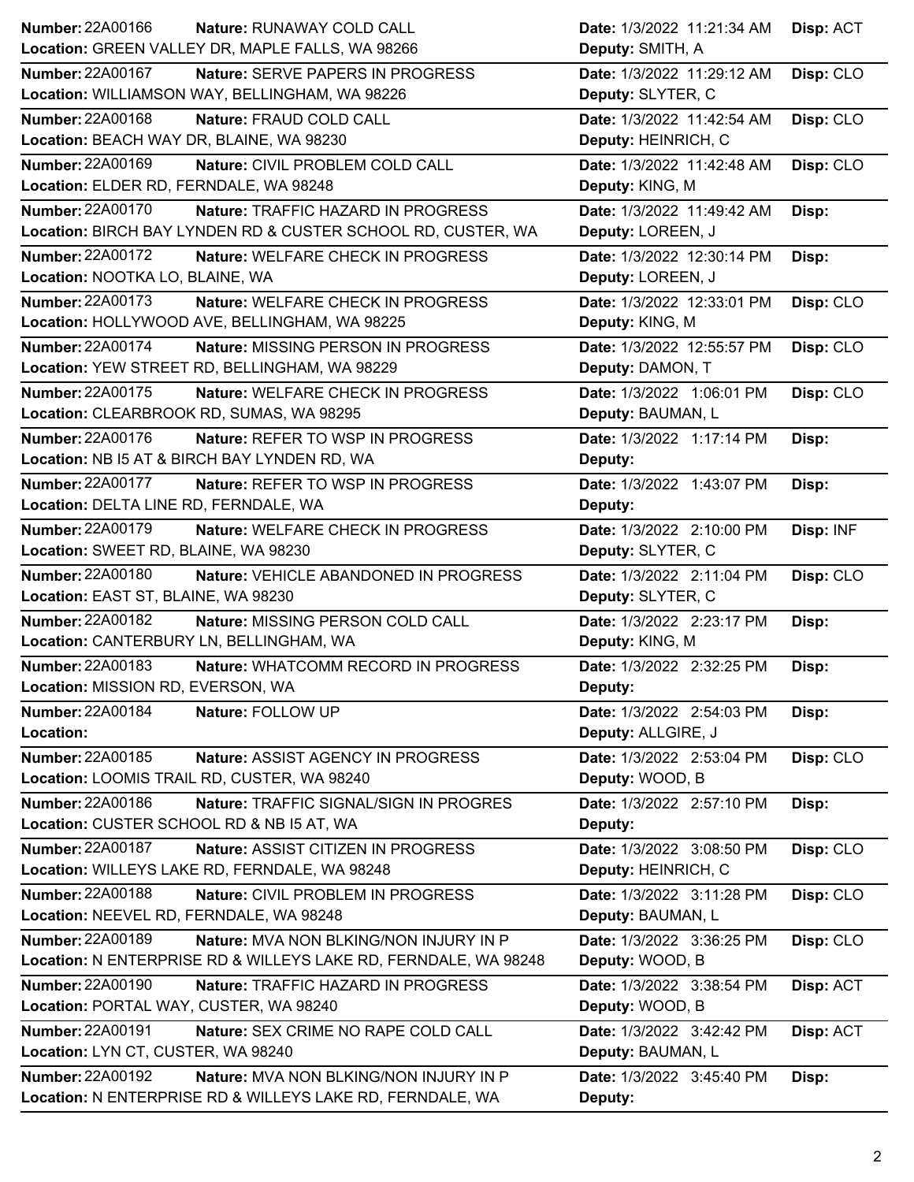| Number | Nature | Location | Date | Deputy | Disp |
|---|---|---|---|---|---|
| 22A00166 | RUNAWAY COLD CALL | GREEN VALLEY DR, MAPLE FALLS, WA 98266 | 1/3/2022 11:21:34 AM | SMITH, A | ACT |
| 22A00167 | SERVE PAPERS IN PROGRESS | WILLIAMSON WAY, BELLINGHAM, WA 98226 | 1/3/2022 11:29:12 AM | SLYTER, C | CLO |
| 22A00168 | FRAUD COLD CALL | BEACH WAY DR, BLAINE, WA 98230 | 1/3/2022 11:42:54 AM | HEINRICH, C | CLO |
| 22A00169 | CIVIL PROBLEM COLD CALL | ELDER RD, FERNDALE, WA 98248 | 1/3/2022 11:42:48 AM | KING, M | CLO |
| 22A00170 | TRAFFIC HAZARD IN PROGRESS | BIRCH BAY LYNDEN RD & CUSTER SCHOOL RD, CUSTER, WA | 1/3/2022 11:49:42 AM | LOREEN, J | |
| 22A00172 | WELFARE CHECK IN PROGRESS | NOOTKA LO, BLAINE, WA | 1/3/2022 12:30:14 PM | LOREEN, J | |
| 22A00173 | WELFARE CHECK IN PROGRESS | HOLLYWOOD AVE, BELLINGHAM, WA 98225 | 1/3/2022 12:33:01 PM | KING, M | CLO |
| 22A00174 | MISSING PERSON IN PROGRESS | YEW STREET RD, BELLINGHAM, WA 98229 | 1/3/2022 12:55:57 PM | DAMON, T | CLO |
| 22A00175 | WELFARE CHECK IN PROGRESS | CLEARBROOK RD, SUMAS, WA 98295 | 1/3/2022 1:06:01 PM | BAUMAN, L | CLO |
| 22A00176 | REFER TO WSP IN PROGRESS | NB I5 AT & BIRCH BAY LYNDEN RD, WA | 1/3/2022 1:17:14 PM | | |
| 22A00177 | REFER TO WSP IN PROGRESS | DELTA LINE RD, FERNDALE, WA | 1/3/2022 1:43:07 PM | | |
| 22A00179 | WELFARE CHECK IN PROGRESS | SWEET RD, BLAINE, WA 98230 | 1/3/2022 2:10:00 PM | SLYTER, C | INF |
| 22A00180 | VEHICLE ABANDONED IN PROGRESS | EAST ST, BLAINE, WA 98230 | 1/3/2022 2:11:04 PM | SLYTER, C | CLO |
| 22A00182 | MISSING PERSON COLD CALL | CANTERBURY LN, BELLINGHAM, WA | 1/3/2022 2:23:17 PM | KING, M | |
| 22A00183 | WHATCOMM RECORD IN PROGRESS | MISSION RD, EVERSON, WA | 1/3/2022 2:32:25 PM | | |
| 22A00184 | FOLLOW UP | | 1/3/2022 2:54:03 PM | ALLGIRE, J | |
| 22A00185 | ASSIST AGENCY IN PROGRESS | LOOMIS TRAIL RD, CUSTER, WA 98240 | 1/3/2022 2:53:04 PM | WOOD, B | CLO |
| 22A00186 | TRAFFIC SIGNAL/SIGN IN PROGRES | CUSTER SCHOOL RD & NB I5 AT, WA | 1/3/2022 2:57:10 PM | | |
| 22A00187 | ASSIST CITIZEN IN PROGRESS | WILLEYS LAKE RD, FERNDALE, WA 98248 | 1/3/2022 3:08:50 PM | HEINRICH, C | CLO |
| 22A00188 | CIVIL PROBLEM IN PROGRESS | NEEVEL RD, FERNDALE, WA 98248 | 1/3/2022 3:11:28 PM | BAUMAN, L | CLO |
| 22A00189 | MVA NON BLKING/NON INJURY IN P | N ENTERPRISE RD & WILLEYS LAKE RD, FERNDALE, WA 98248 | 1/3/2022 3:36:25 PM | WOOD, B | CLO |
| 22A00190 | TRAFFIC HAZARD IN PROGRESS | PORTAL WAY, CUSTER, WA 98240 | 1/3/2022 3:38:54 PM | WOOD, B | ACT |
| 22A00191 | SEX CRIME NO RAPE COLD CALL | LYN CT, CUSTER, WA 98240 | 1/3/2022 3:42:42 PM | BAUMAN, L | ACT |
| 22A00192 | MVA NON BLKING/NON INJURY IN P | N ENTERPRISE RD & WILLEYS LAKE RD, FERNDALE, WA | 1/3/2022 3:45:40 PM | | |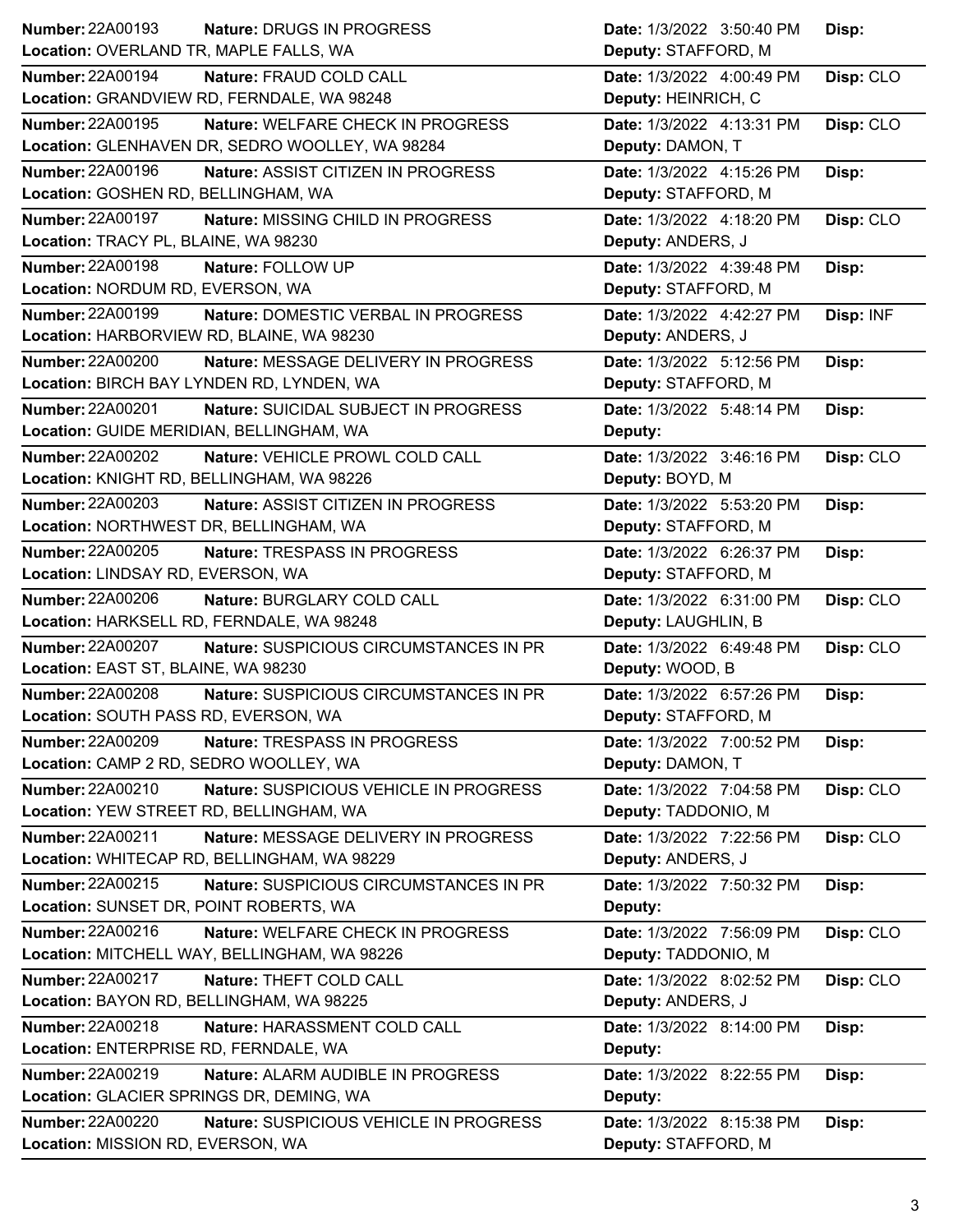| Number | Nature | Location | Date | Deputy | Disp |
|---|---|---|---|---|---|
| 22A00193 | DRUGS IN PROGRESS | OVERLAND TR, MAPLE FALLS, WA | 1/3/2022 3:50:40 PM | STAFFORD, M | |
| 22A00194 | FRAUD COLD CALL | GRANDVIEW RD, FERNDALE, WA 98248 | 1/3/2022 4:00:49 PM | HEINRICH, C | CLO |
| 22A00195 | WELFARE CHECK IN PROGRESS | GLENHAVEN DR, SEDRO WOOLLEY, WA 98284 | 1/3/2022 4:13:31 PM | DAMON, T | CLO |
| 22A00196 | ASSIST CITIZEN IN PROGRESS | GOSHEN RD, BELLINGHAM, WA | 1/3/2022 4:15:26 PM | STAFFORD, M | |
| 22A00197 | MISSING CHILD IN PROGRESS | TRACY PL, BLAINE, WA 98230 | 1/3/2022 4:18:20 PM | ANDERS, J | CLO |
| 22A00198 | FOLLOW UP | NORDUM RD, EVERSON, WA | 1/3/2022 4:39:48 PM | STAFFORD, M | |
| 22A00199 | DOMESTIC VERBAL IN PROGRESS | HARBORVIEW RD, BLAINE, WA 98230 | 1/3/2022 4:42:27 PM | ANDERS, J | INF |
| 22A00200 | MESSAGE DELIVERY IN PROGRESS | BIRCH BAY LYNDEN RD, LYNDEN, WA | 1/3/2022 5:12:56 PM | STAFFORD, M | |
| 22A00201 | SUICIDAL SUBJECT IN PROGRESS | GUIDE MERIDIAN, BELLINGHAM, WA | 1/3/2022 5:48:14 PM | | |
| 22A00202 | VEHICLE PROWL COLD CALL | KNIGHT RD, BELLINGHAM, WA 98226 | 1/3/2022 3:46:16 PM | BOYD, M | CLO |
| 22A00203 | ASSIST CITIZEN IN PROGRESS | NORTHWEST DR, BELLINGHAM, WA | 1/3/2022 5:53:20 PM | STAFFORD, M | |
| 22A00205 | TRESPASS IN PROGRESS | LINDSAY RD, EVERSON, WA | 1/3/2022 6:26:37 PM | STAFFORD, M | |
| 22A00206 | BURGLARY COLD CALL | HARKSELL RD, FERNDALE, WA 98248 | 1/3/2022 6:31:00 PM | LAUGHLIN, B | CLO |
| 22A00207 | SUSPICIOUS CIRCUMSTANCES IN PR | EAST ST, BLAINE, WA 98230 | 1/3/2022 6:49:48 PM | WOOD, B | CLO |
| 22A00208 | SUSPICIOUS CIRCUMSTANCES IN PR | SOUTH PASS RD, EVERSON, WA | 1/3/2022 6:57:26 PM | STAFFORD, M | |
| 22A00209 | TRESPASS IN PROGRESS | CAMP 2 RD, SEDRO WOOLLEY, WA | 1/3/2022 7:00:52 PM | DAMON, T | |
| 22A00210 | SUSPICIOUS VEHICLE IN PROGRESS | YEW STREET RD, BELLINGHAM, WA | 1/3/2022 7:04:58 PM | TADDONIO, M | CLO |
| 22A00211 | MESSAGE DELIVERY IN PROGRESS | WHITECAP RD, BELLINGHAM, WA 98229 | 1/3/2022 7:22:56 PM | ANDERS, J | CLO |
| 22A00215 | SUSPICIOUS CIRCUMSTANCES IN PR | SUNSET DR, POINT ROBERTS, WA | 1/3/2022 7:50:32 PM | | |
| 22A00216 | WELFARE CHECK IN PROGRESS | MITCHELL WAY, BELLINGHAM, WA 98226 | 1/3/2022 7:56:09 PM | TADDONIO, M | CLO |
| 22A00217 | THEFT COLD CALL | BAYON RD, BELLINGHAM, WA 98225 | 1/3/2022 8:02:52 PM | ANDERS, J | CLO |
| 22A00218 | HARASSMENT COLD CALL | ENTERPRISE RD, FERNDALE, WA | 1/3/2022 8:14:00 PM | | |
| 22A00219 | ALARM AUDIBLE IN PROGRESS | GLACIER SPRINGS DR, DEMING, WA | 1/3/2022 8:22:55 PM | | |
| 22A00220 | SUSPICIOUS VEHICLE IN PROGRESS | MISSION RD, EVERSON, WA | 1/3/2022 8:15:38 PM | STAFFORD, M | |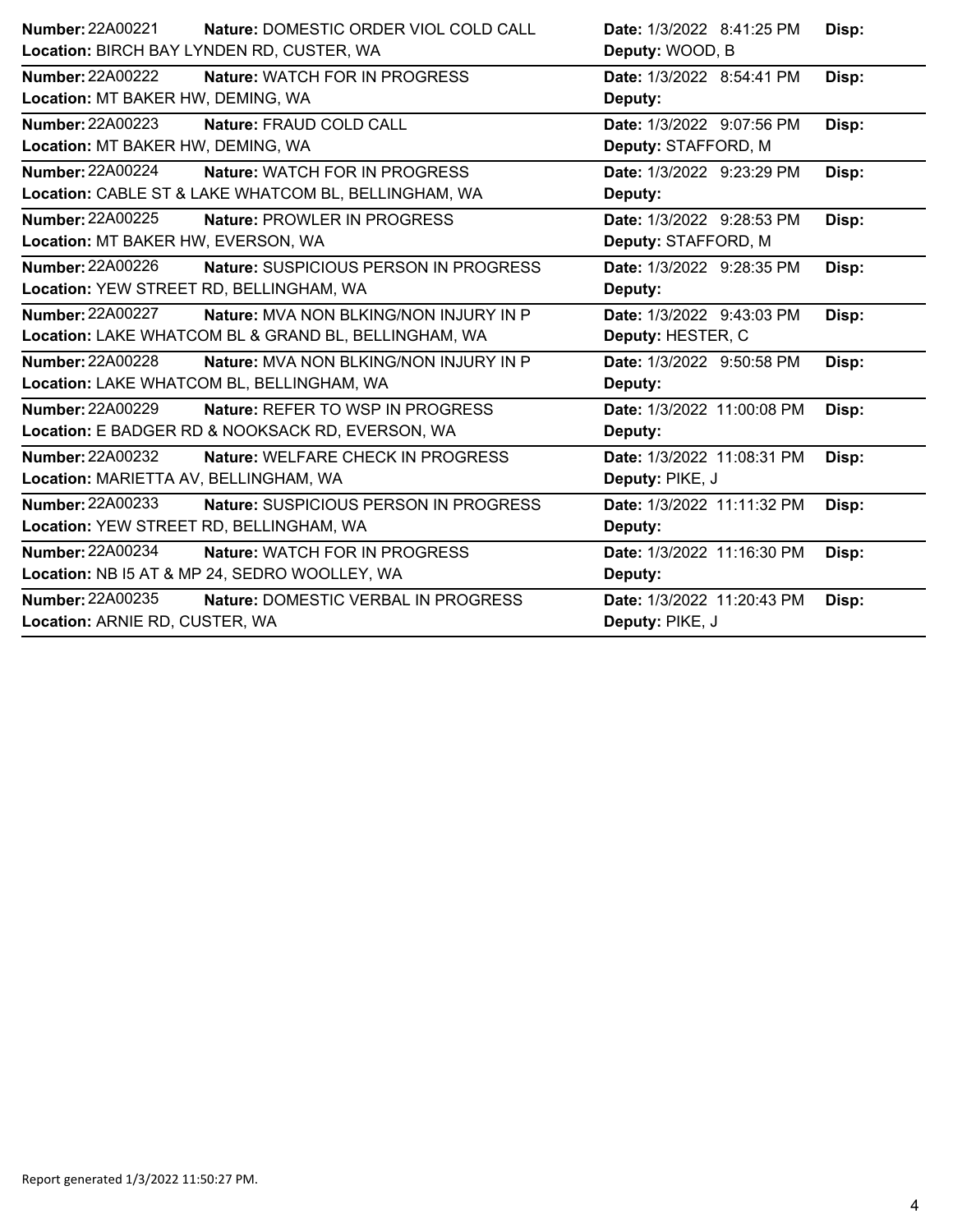**Number:** 22A00221 **Nature:** DOMESTIC ORDER VIOL COLD CALL **Date:** 1/3/2022 8:41:25 PM **Disp:**
**Location:** BIRCH BAY LYNDEN RD, CUSTER, WA **Deputy:** WOOD, B

**Number:** 22A00222 **Nature:** WATCH FOR IN PROGRESS **Date:** 1/3/2022 8:54:41 PM **Disp:**
**Location:** MT BAKER HW, DEMING, WA **Deputy:**

**Number:** 22A00223 **Nature:** FRAUD COLD CALL **Date:** 1/3/2022 9:07:56 PM **Disp:**
**Location:** MT BAKER HW, DEMING, WA **Deputy:** STAFFORD, M

**Number:** 22A00224 **Nature:** WATCH FOR IN PROGRESS **Date:** 1/3/2022 9:23:29 PM **Disp:**
**Location:** CABLE ST & LAKE WHATCOM BL, BELLINGHAM, WA **Deputy:**

**Number:** 22A00225 **Nature:** PROWLER IN PROGRESS **Date:** 1/3/2022 9:28:53 PM **Disp:**
**Location:** MT BAKER HW, EVERSON, WA **Deputy:** STAFFORD, M

**Number:** 22A00226 **Nature:** SUSPICIOUS PERSON IN PROGRESS **Date:** 1/3/2022 9:28:35 PM **Disp:**
**Location:** YEW STREET RD, BELLINGHAM, WA **Deputy:**

**Number:** 22A00227 **Nature:** MVA NON BLKING/NON INJURY IN P **Date:** 1/3/2022 9:43:03 PM **Disp:**
**Location:** LAKE WHATCOM BL & GRAND BL, BELLINGHAM, WA **Deputy:** HESTER, C

**Number:** 22A00228 **Nature:** MVA NON BLKING/NON INJURY IN P **Date:** 1/3/2022 9:50:58 PM **Disp:**
**Location:** LAKE WHATCOM BL, BELLINGHAM, WA **Deputy:**

**Number:** 22A00229 **Nature:** REFER TO WSP IN PROGRESS **Date:** 1/3/2022 11:00:08 PM **Disp:**
**Location:** E BADGER RD & NOOKSACK RD, EVERSON, WA **Deputy:**

**Number:** 22A00232 **Nature:** WELFARE CHECK IN PROGRESS **Date:** 1/3/2022 11:08:31 PM **Disp:**
**Location:** MARIETTA AV, BELLINGHAM, WA **Deputy:** PIKE, J

**Number:** 22A00233 **Nature:** SUSPICIOUS PERSON IN PROGRESS **Date:** 1/3/2022 11:11:32 PM **Disp:**
**Location:** YEW STREET RD, BELLINGHAM, WA **Deputy:**

**Number:** 22A00234 **Nature:** WATCH FOR IN PROGRESS **Date:** 1/3/2022 11:16:30 PM **Disp:**
**Location:** NB I5 AT & MP 24, SEDRO WOOLLEY, WA **Deputy:**

**Number:** 22A00235 **Nature:** DOMESTIC VERBAL IN PROGRESS **Date:** 1/3/2022 11:20:43 PM **Disp:**
**Location:** ARNIE RD, CUSTER, WA **Deputy:** PIKE, J

Report generated 1/3/2022 11:50:27 PM.